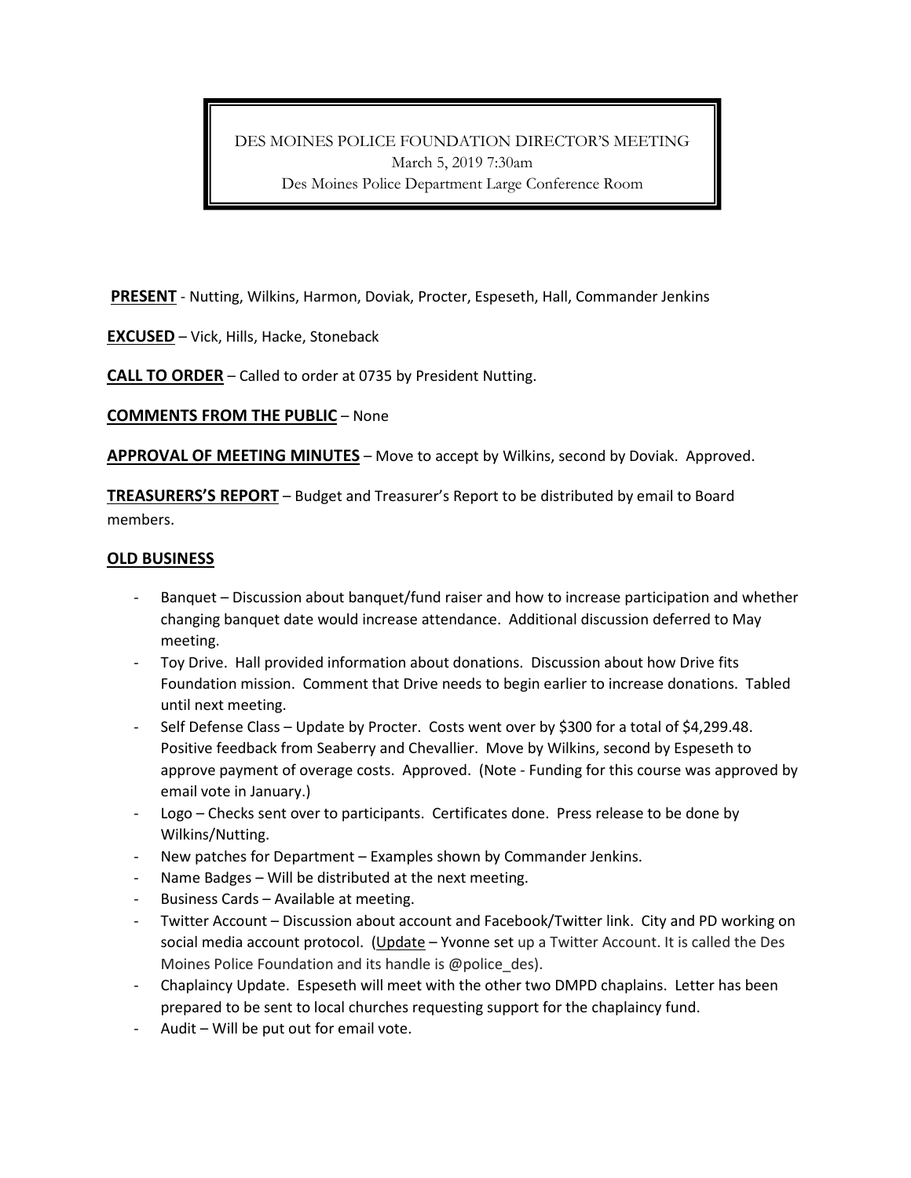DES MOINES POLICE FOUNDATION DIRECTOR'S MEETING
March 5, 2019 7:30am
Des Moines Police Department Large Conference Room

**PRESENT** - Nutting, Wilkins, Harmon, Doviak, Procter, Espeseth, Hall, Commander Jenkins

**EXCUSED** – Vick, Hills, Hacke, Stoneback

**CALL TO ORDER** – Called to order at 0735 by President Nutting.

**COMMENTS FROM THE PUBLIC** – None

**APPROVAL OF MEETING MINUTES** – Move to accept by Wilkins, second by Doviak. Approved.

**TREASURERS'S REPORT** – Budget and Treasurer's Report to be distributed by email to Board members.

## OLD BUSINESS

- Banquet – Discussion about banquet/fund raiser and how to increase participation and whether changing banquet date would increase attendance. Additional discussion deferred to May meeting.
- Toy Drive. Hall provided information about donations. Discussion about how Drive fits Foundation mission. Comment that Drive needs to begin earlier to increase donations. Tabled until next meeting.
- Self Defense Class – Update by Procter. Costs went over by $300 for a total of $4,299.48. Positive feedback from Seaberry and Chevallier. Move by Wilkins, second by Espeseth to approve payment of overage costs. Approved. (Note - Funding for this course was approved by email vote in January.)
- Logo – Checks sent over to participants. Certificates done. Press release to be done by Wilkins/Nutting.
- New patches for Department – Examples shown by Commander Jenkins.
- Name Badges – Will be distributed at the next meeting.
- Business Cards – Available at meeting.
- Twitter Account – Discussion about account and Facebook/Twitter link. City and PD working on social media account protocol. (Update – Yvonne set up a Twitter Account. It is called the Des Moines Police Foundation and its handle is @police_des).
- Chaplaincy Update. Espeseth will meet with the other two DMPD chaplains. Letter has been prepared to be sent to local churches requesting support for the chaplaincy fund.
- Audit – Will be put out for email vote.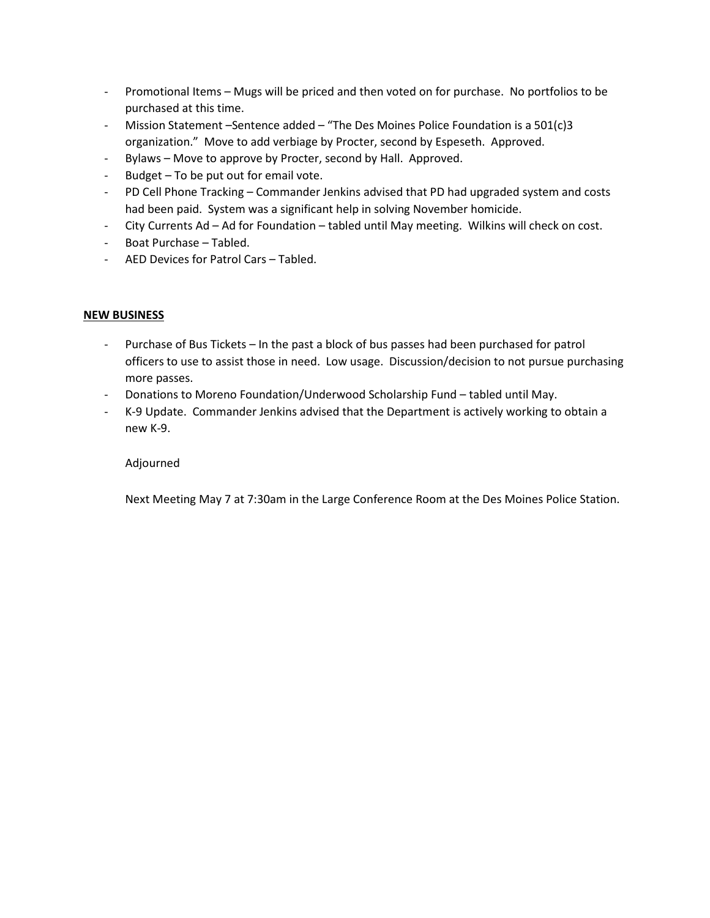- Promotional Items – Mugs will be priced and then voted on for purchase. No portfolios to be purchased at this time.
- Mission Statement –Sentence added – "The Des Moines Police Foundation is a 501(c)3 organization." Move to add verbiage by Procter, second by Espeseth. Approved.
- Bylaws – Move to approve by Procter, second by Hall. Approved.
- Budget – To be put out for email vote.
- PD Cell Phone Tracking – Commander Jenkins advised that PD had upgraded system and costs had been paid. System was a significant help in solving November homicide.
- City Currents Ad – Ad for Foundation – tabled until May meeting. Wilkins will check on cost.
- Boat Purchase – Tabled.
- AED Devices for Patrol Cars – Tabled.

**NEW BUSINESS**

- Purchase of Bus Tickets – In the past a block of bus passes had been purchased for patrol officers to use to assist those in need. Low usage. Discussion/decision to not pursue purchasing more passes.
- Donations to Moreno Foundation/Underwood Scholarship Fund – tabled until May.
- K-9 Update. Commander Jenkins advised that the Department is actively working to obtain a new K-9.

Adjourned

Next Meeting May 7 at 7:30am in the Large Conference Room at the Des Moines Police Station.